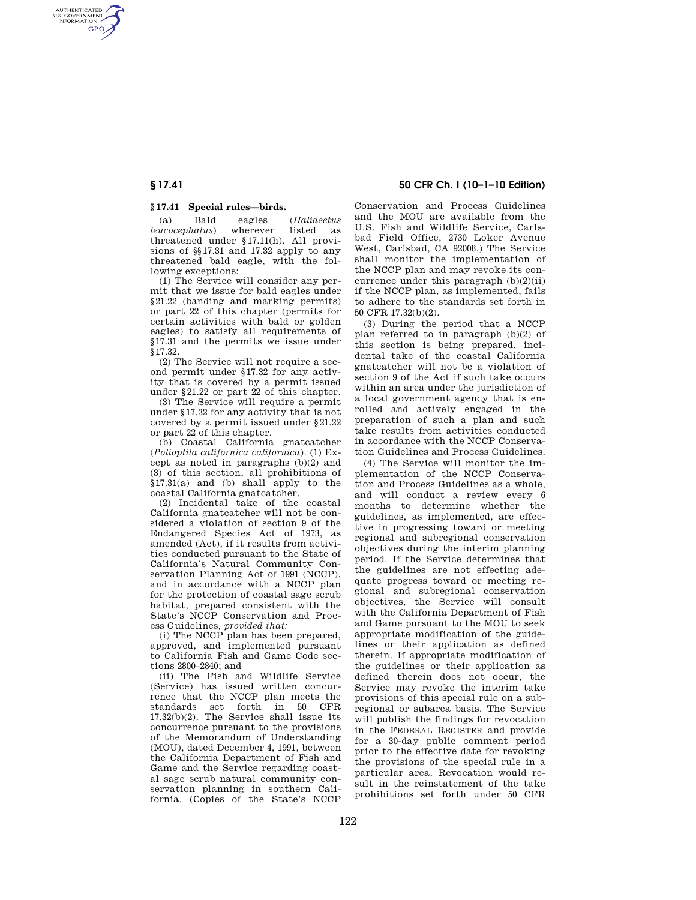## § 17.41 Special rules—birds.

(a) Bald eagles (*Haliaeetus leucocephalus*) wherever listed as threatened under § 17.11(h). All provisions of §§ 17.31 and 17.32 apply to any threatened bald eagle, with the following exceptions:

(1) The Service will consider any permit that we issue for bald eagles under § 21.22 (banding and marking permits) or part 22 of this chapter (permits for certain activities with bald or golden eagles) to satisfy all requirements of § 17.31 and the permits we issue under § 17.32.

(2) The Service will not require a second permit under § 17.32 for any activity that is covered by a permit issued under § 21.22 or part 22 of this chapter.

(3) The Service will require a permit under § 17.32 for any activity that is not covered by a permit issued under § 21.22 or part 22 of this chapter.

(b) Coastal California gnatcatcher (*Polioptila californica californica*). (1) Except as noted in paragraphs (b)(2) and (3) of this section, all prohibitions of § 17.31(a) and (b) shall apply to the coastal California gnatcatcher.

(2) Incidental take of the coastal California gnatcatcher will not be considered a violation of section 9 of the Endangered Species Act of 1973, as amended (Act), if it results from activities conducted pursuant to the State of California's Natural Community Conservation Planning Act of 1991 (NCCP), and in accordance with a NCCP plan for the protection of coastal sage scrub habitat, prepared consistent with the State's NCCP Conservation and Process Guidelines, *provided that:*

(i) The NCCP plan has been prepared, approved, and implemented pursuant to California Fish and Game Code sections 2800–2840; and

(ii) The Fish and Wildlife Service (Service) has issued written concurrence that the NCCP plan meets the standards set forth in 50 CFR 17.32(b)(2). The Service shall issue its concurrence pursuant to the provisions of the Memorandum of Understanding (MOU), dated December 4, 1991, between the California Department of Fish and Game and the Service regarding coastal sage scrub natural community conservation planning in southern California. (Copies of the State's NCCP Conservation and Process Guidelines and the MOU are available from the U.S. Fish and Wildlife Service, Carlsbad Field Office, 2730 Loker Avenue West, Carlsbad, CA 92008.) The Service shall monitor the implementation of the NCCP plan and may revoke its concurrence under this paragraph (b)(2)(ii) if the NCCP plan, as implemented, fails to adhere to the standards set forth in 50 CFR 17.32(b)(2).

(3) During the period that a NCCP plan referred to in paragraph (b)(2) of this section is being prepared, incidental take of the coastal California gnatcatcher will not be a violation of section 9 of the Act if such take occurs within an area under the jurisdiction of a local government agency that is enrolled and actively engaged in the preparation of such a plan and such take results from activities conducted in accordance with the NCCP Conservation Guidelines and Process Guidelines.

(4) The Service will monitor the implementation of the NCCP Conservation and Process Guidelines as a whole, and will conduct a review every 6 months to determine whether the guidelines, as implemented, are effective in progressing toward or meeting regional and subregional conservation objectives during the interim planning period. If the Service determines that the guidelines are not effecting adequate progress toward or meeting regional and subregional conservation objectives, the Service will consult with the California Department of Fish and Game pursuant to the MOU to seek appropriate modification of the guidelines or their application as defined therein. If appropriate modification of the guidelines or their application as defined therein does not occur, the Service may revoke the interim take provisions of this special rule on a subregional or subarea basis. The Service will publish the findings for revocation in the FEDERAL REGISTER and provide for a 30-day public comment period prior to the effective date for revoking the provisions of the special rule in a particular area. Revocation would result in the reinstatement of the take prohibitions set forth under 50 CFR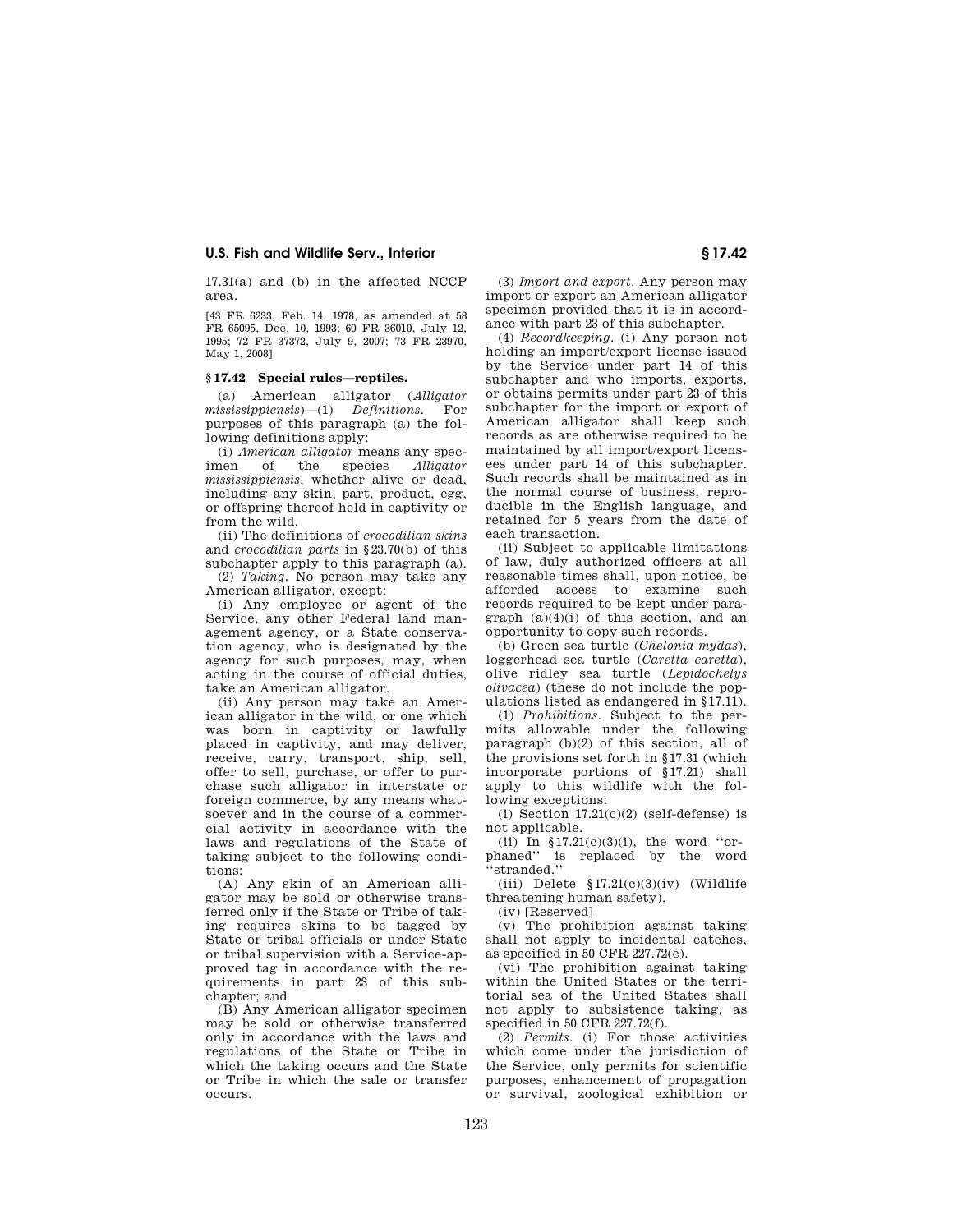17.31(a) and (b) in the affected NCCP area.

[43 FR 6233, Feb. 14, 1978, as amended at 58 FR 65095, Dec. 10, 1993; 60 FR 36010, July 12, 1995; 72 FR 37372, July 9, 2007; 73 FR 23970, May 1, 2008]

### § 17.42 Special rules—reptiles.

(a) American alligator (*Alligator mississippiensis*)—(1) *Definitions.* For purposes of this paragraph (a) the following definitions apply:

(i) *American alligator* means any specimen of the species *Alligator mississippiensis*, whether alive or dead, including any skin, part, product, egg, or offspring thereof held in captivity or from the wild.

(ii) The definitions of *crocodilian skins* and *crocodilian parts* in §23.70(b) of this subchapter apply to this paragraph (a).

(2) *Taking.* No person may take any American alligator, except:

(i) Any employee or agent of the Service, any other Federal land management agency, or a State conservation agency, who is designated by the agency for such purposes, may, when acting in the course of official duties, take an American alligator.

(ii) Any person may take an American alligator in the wild, or one which was born in captivity or lawfully placed in captivity, and may deliver, receive, carry, transport, ship, sell, offer to sell, purchase, or offer to purchase such alligator in interstate or foreign commerce, by any means whatsoever and in the course of a commercial activity in accordance with the laws and regulations of the State of taking subject to the following conditions:

(A) Any skin of an American alligator may be sold or otherwise transferred only if the State or Tribe of taking requires skins to be tagged by State or tribal officials or under State or tribal supervision with a Service-approved tag in accordance with the requirements in part 23 of this subchapter; and

(B) Any American alligator specimen may be sold or otherwise transferred only in accordance with the laws and regulations of the State or Tribe in which the taking occurs and the State or Tribe in which the sale or transfer occurs.

(3) *Import and export.* Any person may import or export an American alligator specimen provided that it is in accordance with part 23 of this subchapter.

(4) *Recordkeeping.* (i) Any person not holding an import/export license issued by the Service under part 14 of this subchapter and who imports, exports, or obtains permits under part 23 of this subchapter for the import or export of American alligator shall keep such records as are otherwise required to be maintained by all import/export licensees under part 14 of this subchapter. Such records shall be maintained as in the normal course of business, reproducible in the English language, and retained for 5 years from the date of each transaction.

(ii) Subject to applicable limitations of law, duly authorized officers at all reasonable times shall, upon notice, be afforded access to examine such records required to be kept under paragraph (a)(4)(i) of this section, and an opportunity to copy such records.

(b) Green sea turtle (*Chelonia mydas*), loggerhead sea turtle (*Caretta caretta*), olive ridley sea turtle (*Lepidochelys olivacea*) (these do not include the populations listed as endangered in §17.11).

(1) *Prohibitions.* Subject to the permits allowable under the following paragraph (b)(2) of this section, all of the provisions set forth in §17.31 (which incorporate portions of §17.21) shall apply to this wildlife with the following exceptions:

(i) Section 17.21(c)(2) (self-defense) is not applicable.

(ii) In §17.21(c)(3)(i), the word ''orphaned'' is replaced by the word ''stranded.''

(iii) Delete §17.21(c)(3)(iv) (Wildlife threatening human safety).

(iv) [Reserved]

(v) The prohibition against taking shall not apply to incidental catches, as specified in 50 CFR 227.72(e).

(vi) The prohibition against taking within the United States or the territorial sea of the United States shall not apply to subsistence taking, as specified in 50 CFR 227.72(f).

(2) *Permits.* (i) For those activities which come under the jurisdiction of the Service, only permits for scientific purposes, enhancement of propagation or survival, zoological exhibition or